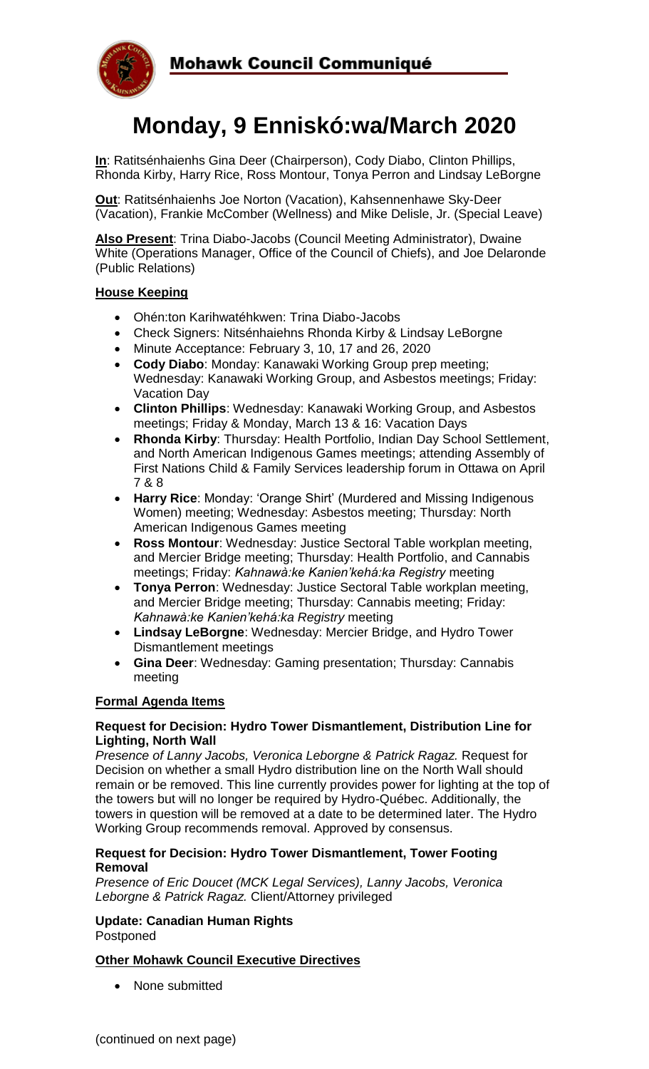**Mohawk Council Communiqué**

# Monday, 9 Enniskó:wa/March 2020

**In**: Ratitsénhaienhs Gina Deer (Chairperson), Cody Diabo, Clinton Phillips, Rhonda Kirby, Harry Rice, Ross Montour, Tonya Perron and Lindsay LeBorgne

**Out**: Ratitsénhaienhs Joe Norton (Vacation), Kahsennenhawe Sky-Deer (Vacation), Frankie McComber (Wellness) and Mike Delisle, Jr. (Special Leave)

**Also Present**: Trina Diabo-Jacobs (Council Meeting Administrator), Dwaine White (Operations Manager, Office of the Council of Chiefs), and Joe Delaronde (Public Relations)

## House Keeping

- Ohén:ton Karihwatéhkwen: Trina Diabo-Jacobs
- Check Signers: Nitsénhaiehns Rhonda Kirby & Lindsay LeBorgne
- Minute Acceptance: February 3, 10, 17 and 26, 2020
- **Cody Diabo**: Monday: Kanawaki Working Group prep meeting; Wednesday: Kanawaki Working Group, and Asbestos meetings; Friday: Vacation Day
- **Clinton Phillips**: Wednesday: Kanawaki Working Group, and Asbestos meetings; Friday & Monday, March 13 & 16: Vacation Days
- **Rhonda Kirby**: Thursday: Health Portfolio, Indian Day School Settlement, and North American Indigenous Games meetings; attending Assembly of First Nations Child & Family Services leadership forum in Ottawa on April 7 & 8
- **Harry Rice**: Monday: 'Orange Shirt' (Murdered and Missing Indigenous Women) meeting; Wednesday: Asbestos meeting; Thursday: North American Indigenous Games meeting
- **Ross Montour**: Wednesday: Justice Sectoral Table workplan meeting, and Mercier Bridge meeting; Thursday: Health Portfolio, and Cannabis meetings; Friday: *Kahnawà:ke Kanien'kehá:ka Registry* meeting
- **Tonya Perron**: Wednesday: Justice Sectoral Table workplan meeting, and Mercier Bridge meeting; Thursday: Cannabis meeting; Friday: *Kahnawà:ke Kanien'kehá:ka Registry* meeting
- **Lindsay LeBorgne**: Wednesday: Mercier Bridge, and Hydro Tower Dismantlement meetings
- **Gina Deer**: Wednesday: Gaming presentation; Thursday: Cannabis meeting

## Formal Agenda Items

### Request for Decision: Hydro Tower Dismantlement, Distribution Line for Lighting, North Wall

*Presence of Lanny Jacobs, Veronica Leborgne & Patrick Ragaz.* Request for Decision on whether a small Hydro distribution line on the North Wall should remain or be removed. This line currently provides power for lighting at the top of the towers but will no longer be required by Hydro-Québec. Additionally, the towers in question will be removed at a date to be determined later. The Hydro Working Group recommends removal. Approved by consensus.

### Request for Decision: Hydro Tower Dismantlement, Tower Footing Removal

*Presence of Eric Doucet (MCK Legal Services), Lanny Jacobs, Veronica Leborgne & Patrick Ragaz.* Client/Attorney privileged

### Update: Canadian Human Rights

Postponed

## Other Mohawk Council Executive Directives

- None submitted

(continued on next page)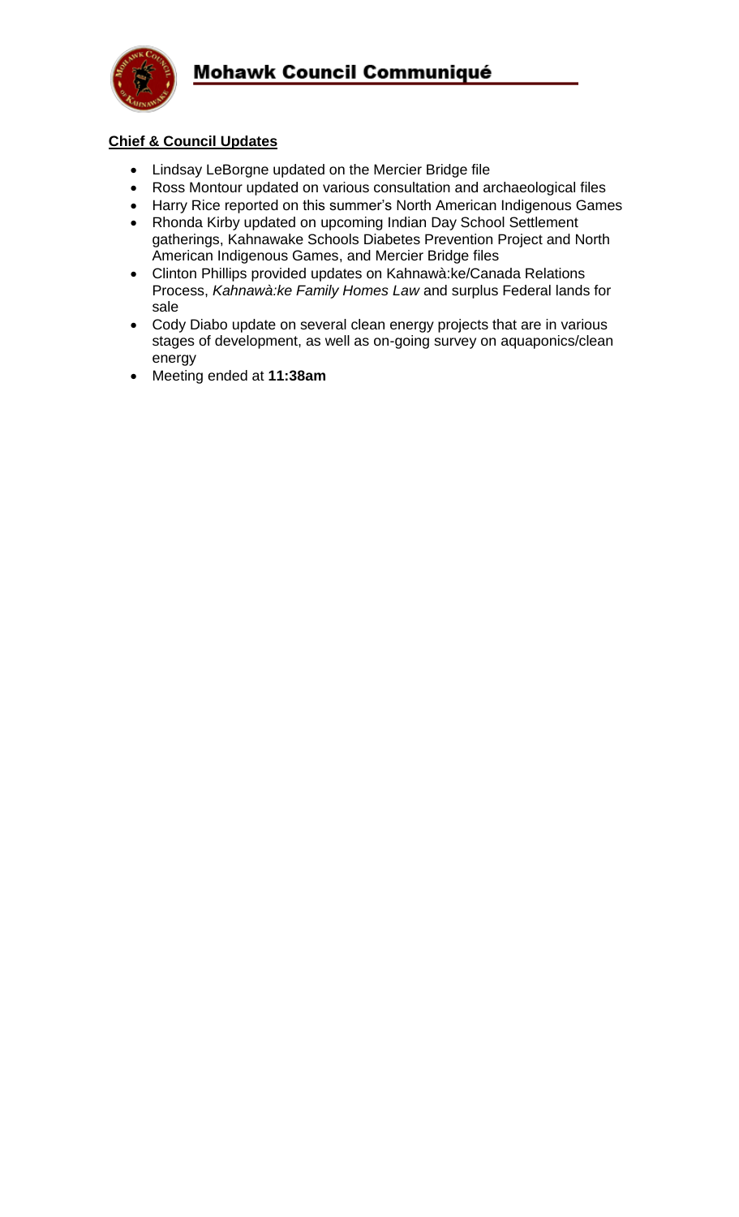**Chief & Council Updates**

- Lindsay LeBorgne updated on the Mercier Bridge file
- Ross Montour updated on various consultation and archaeological files
- Harry Rice reported on this summer's North American Indigenous Games
- Rhonda Kirby updated on upcoming Indian Day School Settlement gatherings, Kahnawake Schools Diabetes Prevention Project and North American Indigenous Games, and Mercier Bridge files
- Clinton Phillips provided updates on Kahnawà:ke/Canada Relations Process, *Kahnawà:ke Family Homes Law* and surplus Federal lands for sale
- Cody Diabo update on several clean energy projects that are in various stages of development, as well as on-going survey on aquaponics/clean energy
- Meeting ended at **11:38am**